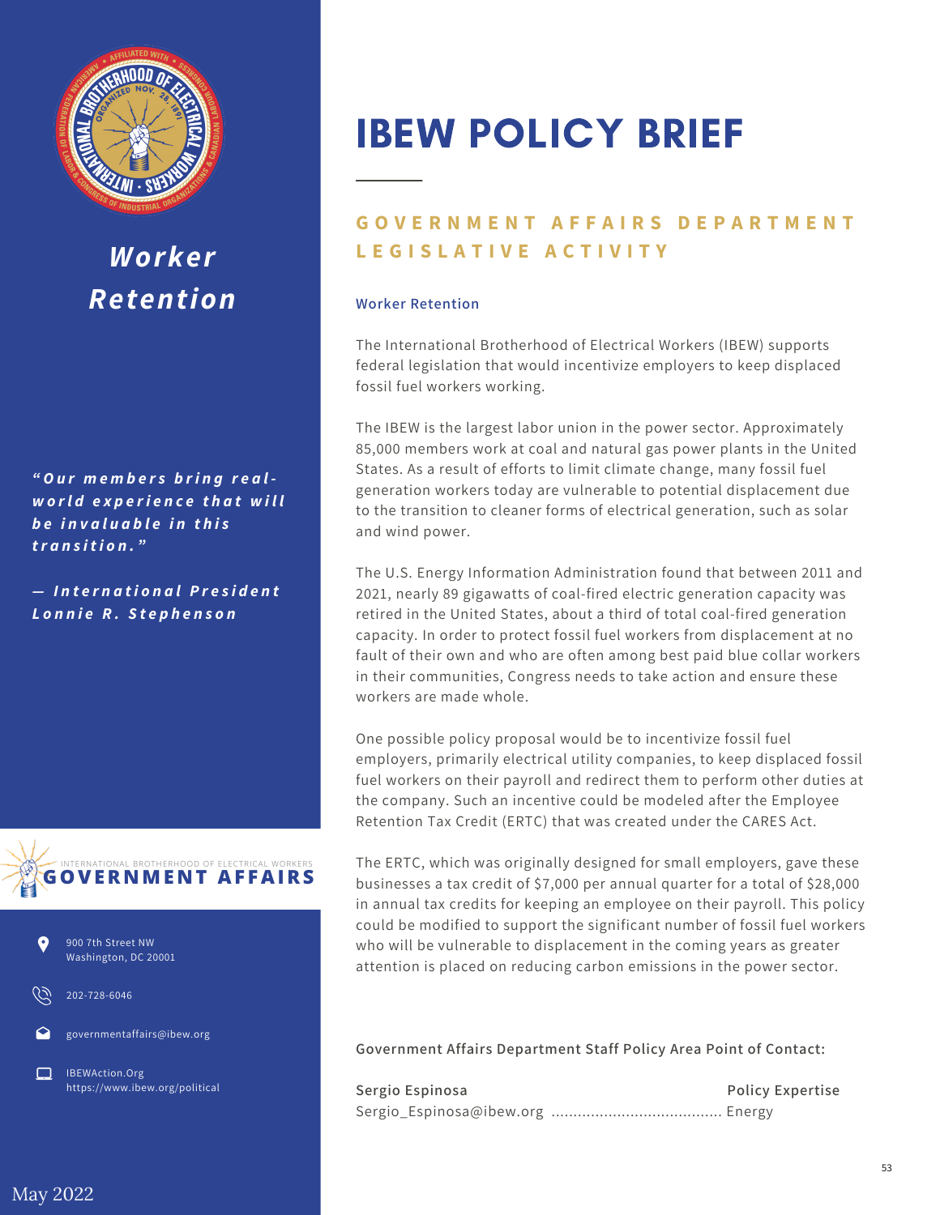# IBEW POLICY BRIEF

## GOVERNMENT AFFAIRS DEPARTMENT LEGISLATIVE ACTIVITY

### Worker Retention

The International Brotherhood of Electrical Workers (IBEW) supports federal legislation that would incentivize employers to keep displaced fossil fuel workers working.

The IBEW is the largest labor union in the power sector. Approximately 85,000 members work at coal and natural gas power plants in the United States. As a result of efforts to limit climate change, many fossil fuel generation workers today are vulnerable to potential displacement due to the transition to cleaner forms of electrical generation, such as solar and wind power.

The U.S. Energy Information Administration found that between 2011 and 2021, nearly 89 gigawatts of coal-fired electric generation capacity was retired in the United States, about a third of total coal-fired generation capacity. In order to protect fossil fuel workers from displacement at no fault of their own and who are often among best paid blue collar workers in their communities, Congress needs to take action and ensure these workers are made whole.

One possible policy proposal would be to incentivize fossil fuel employers, primarily electrical utility companies, to keep displaced fossil fuel workers on their payroll and redirect them to perform other duties at the company. Such an incentive could be modeled after the Employee Retention Tax Credit (ERTC) that was created under the CARES Act.

The ERTC, which was originally designed for small employers, gave these businesses a tax credit of $7,000 per annual quarter for a total of $28,000 in annual tax credits for keeping an employee on their payroll. This policy could be modified to support the significant number of fossil fuel workers who will be vulnerable to displacement in the coming years as greater attention is placed on reducing carbon emissions in the power sector.

**Government Affairs Department Staff Policy Area Point of Contact:**

**Sergio Espinosa** — **Policy Expertise**
Sergio_Espinosa@ibew.org ....................................... Energy

---

## Worker Retention

*"Our members bring real-world experience that will be invaluable in this transition."*

*— International President Lonnie R. Stephenson*

INTERNATIONAL BROTHERHOOD OF ELECTRICAL WORKERS
**GOVERNMENT AFFAIRS**

900 7th Street NW
Washington, DC 20001

202-728-6046

governmentaffairs@ibew.org

IBEWAction.Org
https://www.ibew.org/political

May 2022